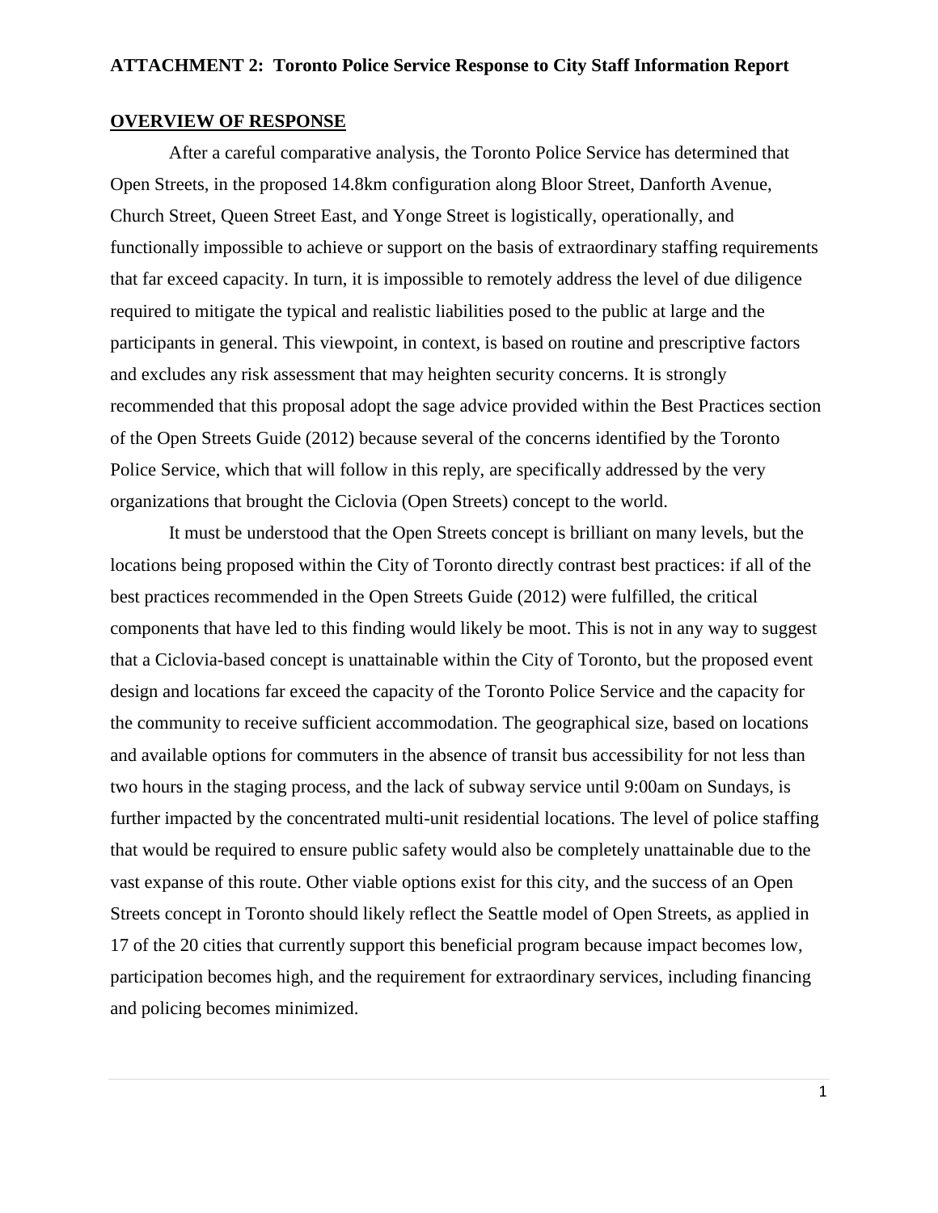**ATTACHMENT 2: Toronto Police Service Response to City Staff Information Report**

## OVERVIEW OF RESPONSE

After a careful comparative analysis, the Toronto Police Service has determined that Open Streets, in the proposed 14.8km configuration along Bloor Street, Danforth Avenue, Church Street, Queen Street East, and Yonge Street is logistically, operationally, and functionally impossible to achieve or support on the basis of extraordinary staffing requirements that far exceed capacity. In turn, it is impossible to remotely address the level of due diligence required to mitigate the typical and realistic liabilities posed to the public at large and the participants in general. This viewpoint, in context, is based on routine and prescriptive factors and excludes any risk assessment that may heighten security concerns. It is strongly recommended that this proposal adopt the sage advice provided within the Best Practices section of the Open Streets Guide (2012) because several of the concerns identified by the Toronto Police Service, which that will follow in this reply, are specifically addressed by the very organizations that brought the Ciclovia (Open Streets) concept to the world.

It must be understood that the Open Streets concept is brilliant on many levels, but the locations being proposed within the City of Toronto directly contrast best practices: if all of the best practices recommended in the Open Streets Guide (2012) were fulfilled, the critical components that have led to this finding would likely be moot. This is not in any way to suggest that a Ciclovia-based concept is unattainable within the City of Toronto, but the proposed event design and locations far exceed the capacity of the Toronto Police Service and the capacity for the community to receive sufficient accommodation. The geographical size, based on locations and available options for commuters in the absence of transit bus accessibility for not less than two hours in the staging process, and the lack of subway service until 9:00am on Sundays, is further impacted by the concentrated multi-unit residential locations. The level of police staffing that would be required to ensure public safety would also be completely unattainable due to the vast expanse of this route. Other viable options exist for this city, and the success of an Open Streets concept in Toronto should likely reflect the Seattle model of Open Streets, as applied in 17 of the 20 cities that currently support this beneficial program because impact becomes low, participation becomes high, and the requirement for extraordinary services, including financing and policing becomes minimized.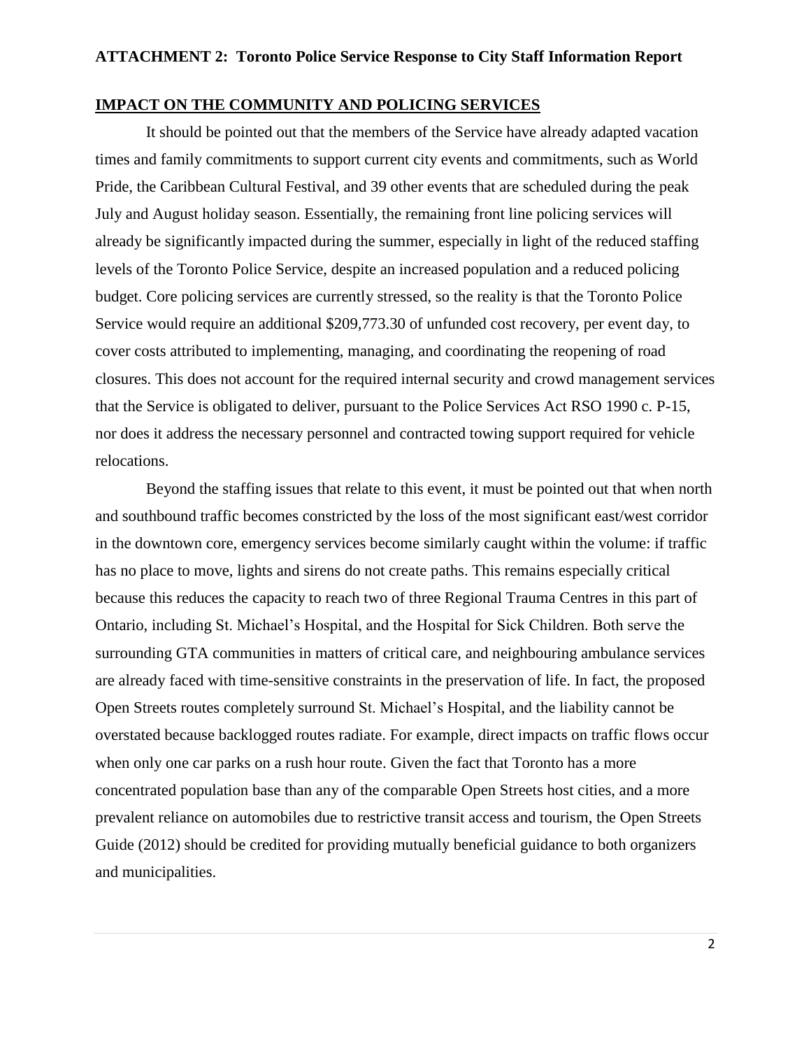**ATTACHMENT 2: Toronto Police Service Response to City Staff Information Report**

## IMPACT ON THE COMMUNITY AND POLICING SERVICES

It should be pointed out that the members of the Service have already adapted vacation times and family commitments to support current city events and commitments, such as World Pride, the Caribbean Cultural Festival, and 39 other events that are scheduled during the peak July and August holiday season. Essentially, the remaining front line policing services will already be significantly impacted during the summer, especially in light of the reduced staffing levels of the Toronto Police Service, despite an increased population and a reduced policing budget. Core policing services are currently stressed, so the reality is that the Toronto Police Service would require an additional $209,773.30 of unfunded cost recovery, per event day, to cover costs attributed to implementing, managing, and coordinating the reopening of road closures. This does not account for the required internal security and crowd management services that the Service is obligated to deliver, pursuant to the Police Services Act RSO 1990 c. P-15, nor does it address the necessary personnel and contracted towing support required for vehicle relocations.

Beyond the staffing issues that relate to this event, it must be pointed out that when north and southbound traffic becomes constricted by the loss of the most significant east/west corridor in the downtown core, emergency services become similarly caught within the volume: if traffic has no place to move, lights and sirens do not create paths. This remains especially critical because this reduces the capacity to reach two of three Regional Trauma Centres in this part of Ontario, including St. Michael's Hospital, and the Hospital for Sick Children. Both serve the surrounding GTA communities in matters of critical care, and neighbouring ambulance services are already faced with time-sensitive constraints in the preservation of life. In fact, the proposed Open Streets routes completely surround St. Michael's Hospital, and the liability cannot be overstated because backlogged routes radiate. For example, direct impacts on traffic flows occur when only one car parks on a rush hour route. Given the fact that Toronto has a more concentrated population base than any of the comparable Open Streets host cities, and a more prevalent reliance on automobiles due to restrictive transit access and tourism, the Open Streets Guide (2012) should be credited for providing mutually beneficial guidance to both organizers and municipalities.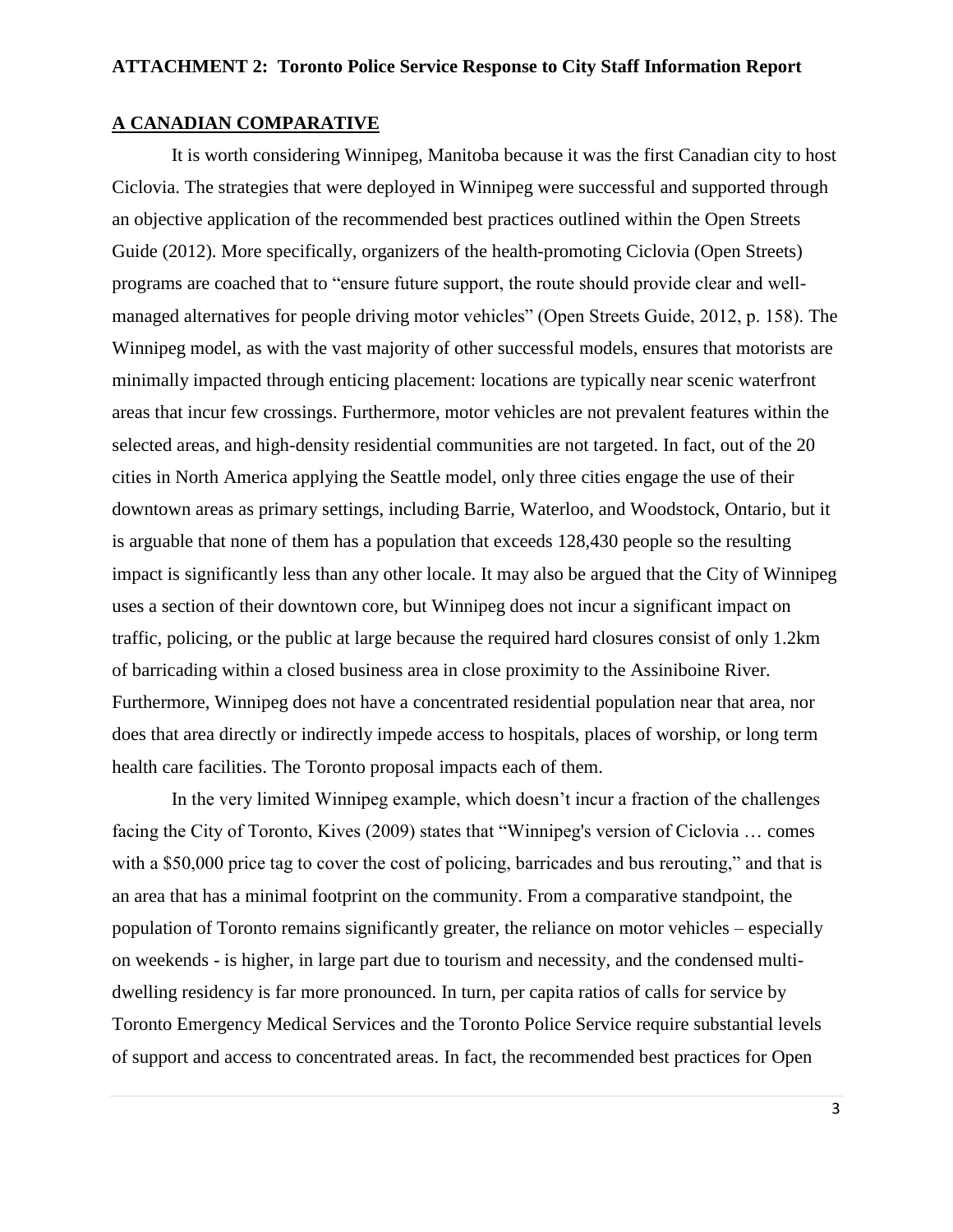**ATTACHMENT 2: Toronto Police Service Response to City Staff Information Report**

**A CANADIAN COMPARATIVE**

It is worth considering Winnipeg, Manitoba because it was the first Canadian city to host Ciclovia. The strategies that were deployed in Winnipeg were successful and supported through an objective application of the recommended best practices outlined within the Open Streets Guide (2012). More specifically, organizers of the health-promoting Ciclovia (Open Streets) programs are coached that to "ensure future support, the route should provide clear and well-managed alternatives for people driving motor vehicles" (Open Streets Guide, 2012, p. 158). The Winnipeg model, as with the vast majority of other successful models, ensures that motorists are minimally impacted through enticing placement: locations are typically near scenic waterfront areas that incur few crossings. Furthermore, motor vehicles are not prevalent features within the selected areas, and high-density residential communities are not targeted. In fact, out of the 20 cities in North America applying the Seattle model, only three cities engage the use of their downtown areas as primary settings, including Barrie, Waterloo, and Woodstock, Ontario, but it is arguable that none of them has a population that exceeds 128,430 people so the resulting impact is significantly less than any other locale. It may also be argued that the City of Winnipeg uses a section of their downtown core, but Winnipeg does not incur a significant impact on traffic, policing, or the public at large because the required hard closures consist of only 1.2km of barricading within a closed business area in close proximity to the Assiniboine River. Furthermore, Winnipeg does not have a concentrated residential population near that area, nor does that area directly or indirectly impede access to hospitals, places of worship, or long term health care facilities. The Toronto proposal impacts each of them.

In the very limited Winnipeg example, which doesn't incur a fraction of the challenges facing the City of Toronto, Kives (2009) states that "Winnipeg's version of Ciclovia … comes with a $50,000 price tag to cover the cost of policing, barricades and bus rerouting," and that is an area that has a minimal footprint on the community. From a comparative standpoint, the population of Toronto remains significantly greater, the reliance on motor vehicles – especially on weekends - is higher, in large part due to tourism and necessity, and the condensed multi-dwelling residency is far more pronounced. In turn, per capita ratios of calls for service by Toronto Emergency Medical Services and the Toronto Police Service require substantial levels of support and access to concentrated areas. In fact, the recommended best practices for Open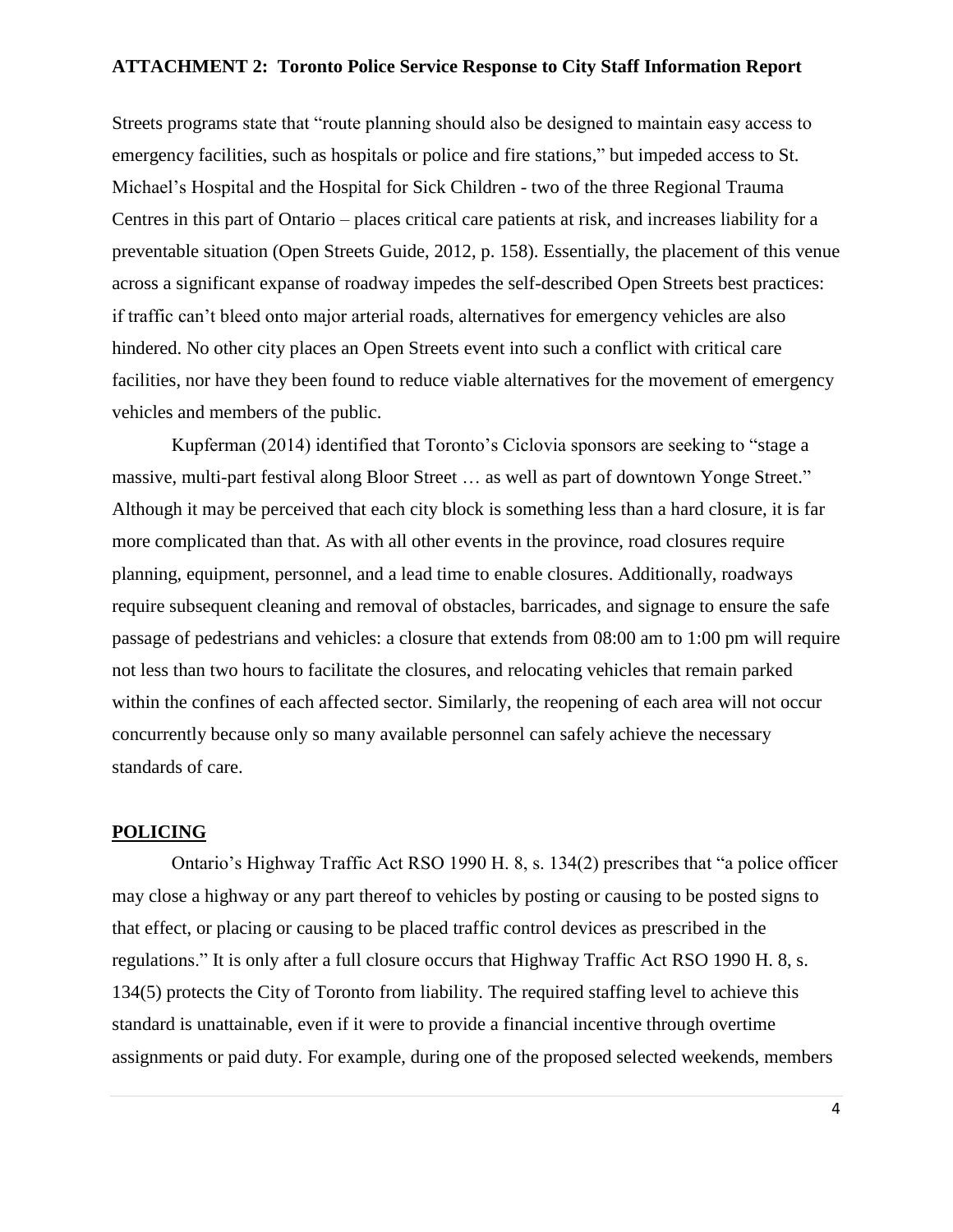Streets programs state that "route planning should also be designed to maintain easy access to emergency facilities, such as hospitals or police and fire stations," but impeded access to St. Michael's Hospital and the Hospital for Sick Children - two of the three Regional Trauma Centres in this part of Ontario – places critical care patients at risk, and increases liability for a preventable situation (Open Streets Guide, 2012, p. 158). Essentially, the placement of this venue across a significant expanse of roadway impedes the self-described Open Streets best practices: if traffic can't bleed onto major arterial roads, alternatives for emergency vehicles are also hindered. No other city places an Open Streets event into such a conflict with critical care facilities, nor have they been found to reduce viable alternatives for the movement of emergency vehicles and members of the public.

Kupferman (2014) identified that Toronto's Ciclovia sponsors are seeking to "stage a massive, multi-part festival along Bloor Street … as well as part of downtown Yonge Street." Although it may be perceived that each city block is something less than a hard closure, it is far more complicated than that. As with all other events in the province, road closures require planning, equipment, personnel, and a lead time to enable closures. Additionally, roadways require subsequent cleaning and removal of obstacles, barricades, and signage to ensure the safe passage of pedestrians and vehicles: a closure that extends from 08:00 am to 1:00 pm will require not less than two hours to facilitate the closures, and relocating vehicles that remain parked within the confines of each affected sector. Similarly, the reopening of each area will not occur concurrently because only so many available personnel can safely achieve the necessary standards of care.

## POLICING

Ontario's Highway Traffic Act RSO 1990 H. 8, s. 134(2) prescribes that "a police officer may close a highway or any part thereof to vehicles by posting or causing to be posted signs to that effect, or placing or causing to be placed traffic control devices as prescribed in the regulations." It is only after a full closure occurs that Highway Traffic Act RSO 1990 H. 8, s. 134(5) protects the City of Toronto from liability. The required staffing level to achieve this standard is unattainable, even if it were to provide a financial incentive through overtime assignments or paid duty. For example, during one of the proposed selected weekends, members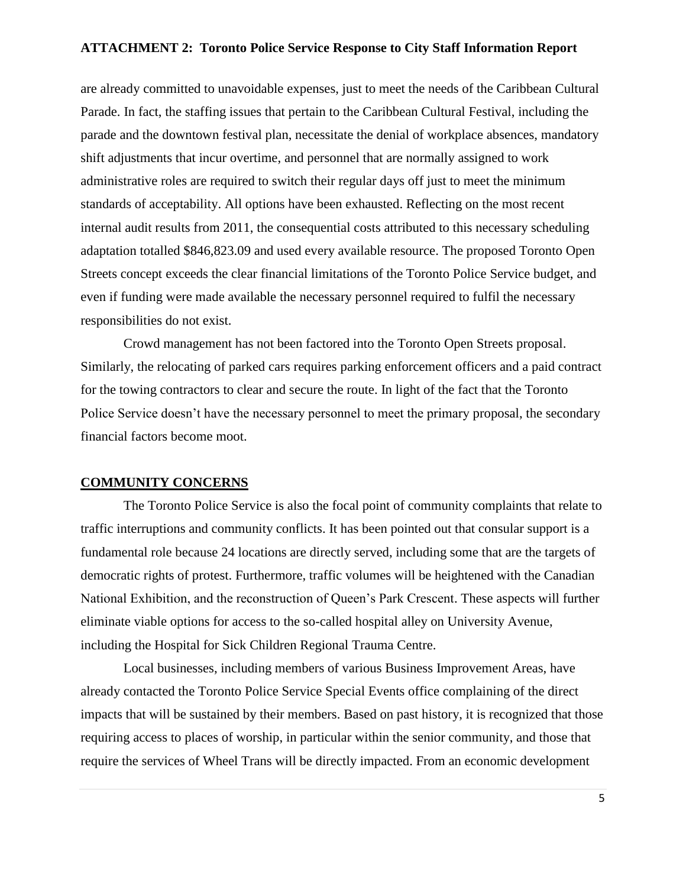are already committed to unavoidable expenses, just to meet the needs of the Caribbean Cultural Parade. In fact, the staffing issues that pertain to the Caribbean Cultural Festival, including the parade and the downtown festival plan, necessitate the denial of workplace absences, mandatory shift adjustments that incur overtime, and personnel that are normally assigned to work administrative roles are required to switch their regular days off just to meet the minimum standards of acceptability. All options have been exhausted. Reflecting on the most recent internal audit results from 2011, the consequential costs attributed to this necessary scheduling adaptation totalled $846,823.09 and used every available resource. The proposed Toronto Open Streets concept exceeds the clear financial limitations of the Toronto Police Service budget, and even if funding were made available the necessary personnel required to fulfil the necessary responsibilities do not exist.

Crowd management has not been factored into the Toronto Open Streets proposal. Similarly, the relocating of parked cars requires parking enforcement officers and a paid contract for the towing contractors to clear and secure the route. In light of the fact that the Toronto Police Service doesn't have the necessary personnel to meet the primary proposal, the secondary financial factors become moot.

## COMMUNITY CONCERNS

The Toronto Police Service is also the focal point of community complaints that relate to traffic interruptions and community conflicts. It has been pointed out that consular support is a fundamental role because 24 locations are directly served, including some that are the targets of democratic rights of protest. Furthermore, traffic volumes will be heightened with the Canadian National Exhibition, and the reconstruction of Queen's Park Crescent. These aspects will further eliminate viable options for access to the so-called hospital alley on University Avenue, including the Hospital for Sick Children Regional Trauma Centre.

Local businesses, including members of various Business Improvement Areas, have already contacted the Toronto Police Service Special Events office complaining of the direct impacts that will be sustained by their members. Based on past history, it is recognized that those requiring access to places of worship, in particular within the senior community, and those that require the services of Wheel Trans will be directly impacted. From an economic development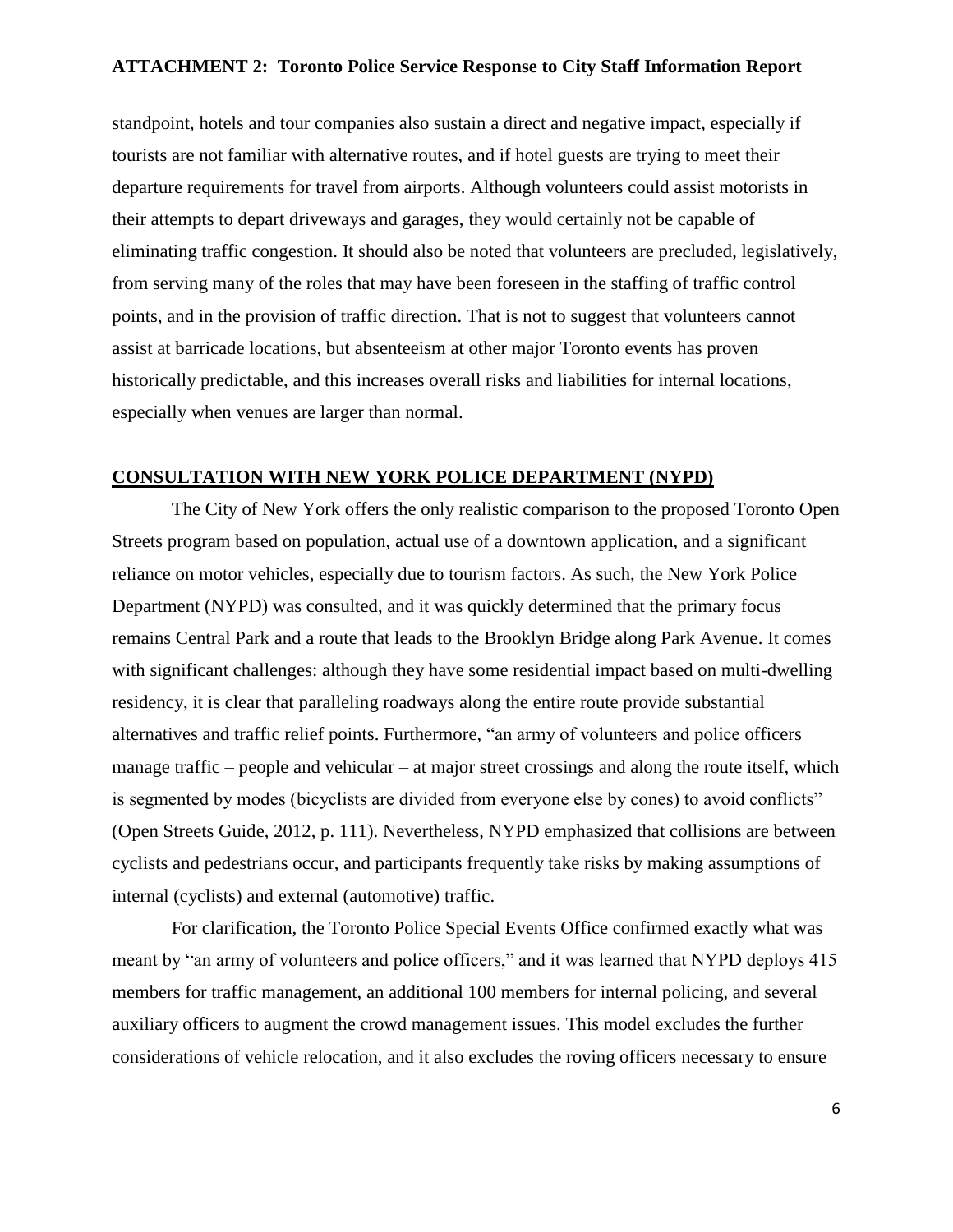standpoint, hotels and tour companies also sustain a direct and negative impact, especially if tourists are not familiar with alternative routes, and if hotel guests are trying to meet their departure requirements for travel from airports. Although volunteers could assist motorists in their attempts to depart driveways and garages, they would certainly not be capable of eliminating traffic congestion. It should also be noted that volunteers are precluded, legislatively, from serving many of the roles that may have been foreseen in the staffing of traffic control points, and in the provision of traffic direction. That is not to suggest that volunteers cannot assist at barricade locations, but absenteeism at other major Toronto events has proven historically predictable, and this increases overall risks and liabilities for internal locations, especially when venues are larger than normal.

## CONSULTATION WITH NEW YORK POLICE DEPARTMENT (NYPD)

The City of New York offers the only realistic comparison to the proposed Toronto Open Streets program based on population, actual use of a downtown application, and a significant reliance on motor vehicles, especially due to tourism factors. As such, the New York Police Department (NYPD) was consulted, and it was quickly determined that the primary focus remains Central Park and a route that leads to the Brooklyn Bridge along Park Avenue. It comes with significant challenges: although they have some residential impact based on multi-dwelling residency, it is clear that paralleling roadways along the entire route provide substantial alternatives and traffic relief points. Furthermore, "an army of volunteers and police officers manage traffic – people and vehicular – at major street crossings and along the route itself, which is segmented by modes (bicyclists are divided from everyone else by cones) to avoid conflicts" (Open Streets Guide, 2012, p. 111). Nevertheless, NYPD emphasized that collisions are between cyclists and pedestrians occur, and participants frequently take risks by making assumptions of internal (cyclists) and external (automotive) traffic.

For clarification, the Toronto Police Special Events Office confirmed exactly what was meant by "an army of volunteers and police officers," and it was learned that NYPD deploys 415 members for traffic management, an additional 100 members for internal policing, and several auxiliary officers to augment the crowd management issues. This model excludes the further considerations of vehicle relocation, and it also excludes the roving officers necessary to ensure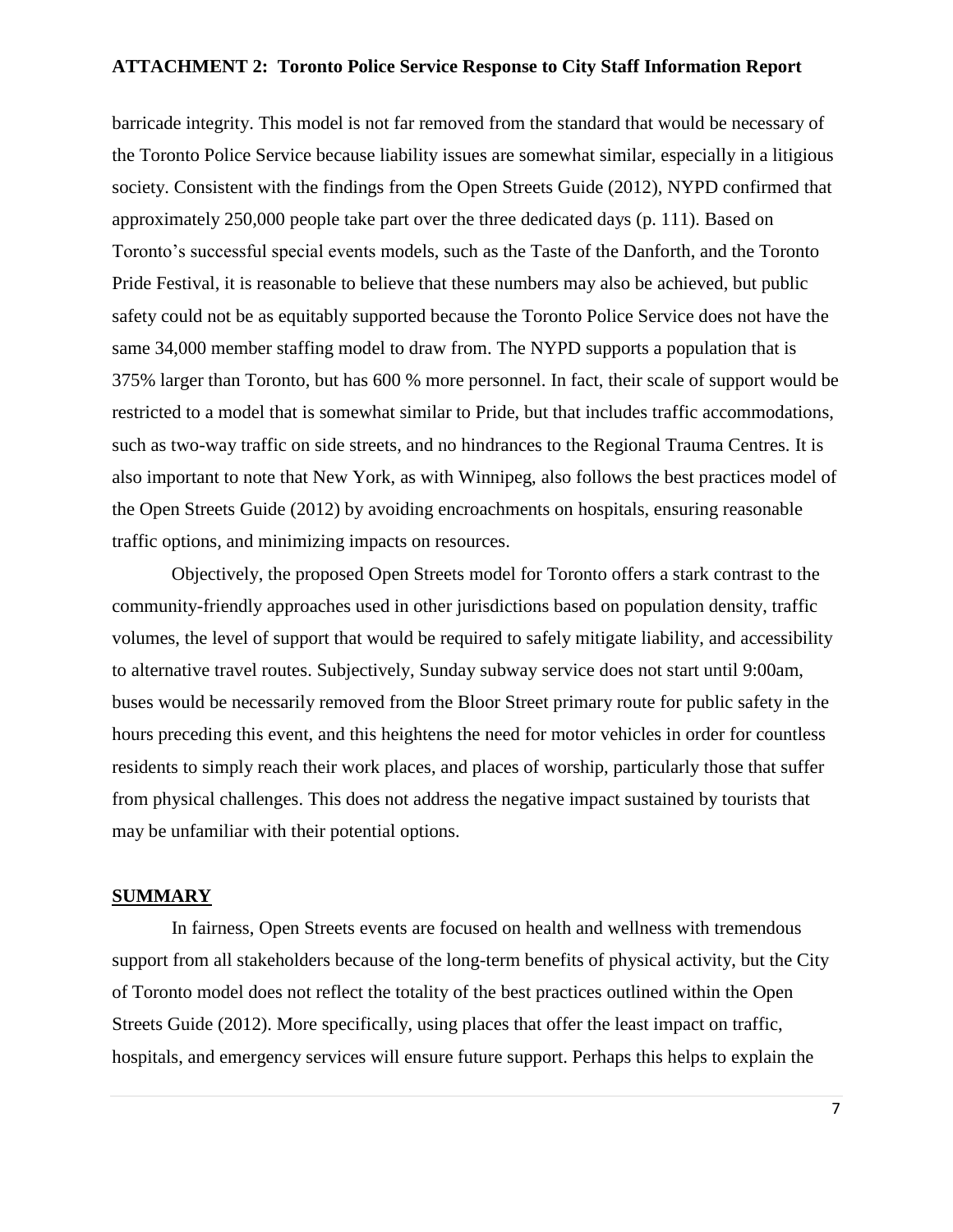barricade integrity. This model is not far removed from the standard that would be necessary of the Toronto Police Service because liability issues are somewhat similar, especially in a litigious society. Consistent with the findings from the Open Streets Guide (2012), NYPD confirmed that approximately 250,000 people take part over the three dedicated days (p. 111). Based on Toronto's successful special events models, such as the Taste of the Danforth, and the Toronto Pride Festival, it is reasonable to believe that these numbers may also be achieved, but public safety could not be as equitably supported because the Toronto Police Service does not have the same 34,000 member staffing model to draw from. The NYPD supports a population that is 375% larger than Toronto, but has 600 % more personnel. In fact, their scale of support would be restricted to a model that is somewhat similar to Pride, but that includes traffic accommodations, such as two-way traffic on side streets, and no hindrances to the Regional Trauma Centres. It is also important to note that New York, as with Winnipeg, also follows the best practices model of the Open Streets Guide (2012) by avoiding encroachments on hospitals, ensuring reasonable traffic options, and minimizing impacts on resources.

Objectively, the proposed Open Streets model for Toronto offers a stark contrast to the community-friendly approaches used in other jurisdictions based on population density, traffic volumes, the level of support that would be required to safely mitigate liability, and accessibility to alternative travel routes. Subjectively, Sunday subway service does not start until 9:00am, buses would be necessarily removed from the Bloor Street primary route for public safety in the hours preceding this event, and this heightens the need for motor vehicles in order for countless residents to simply reach their work places, and places of worship, particularly those that suffer from physical challenges. This does not address the negative impact sustained by tourists that may be unfamiliar with their potential options.

## SUMMARY

In fairness, Open Streets events are focused on health and wellness with tremendous support from all stakeholders because of the long-term benefits of physical activity, but the City of Toronto model does not reflect the totality of the best practices outlined within the Open Streets Guide (2012). More specifically, using places that offer the least impact on traffic, hospitals, and emergency services will ensure future support. Perhaps this helps to explain the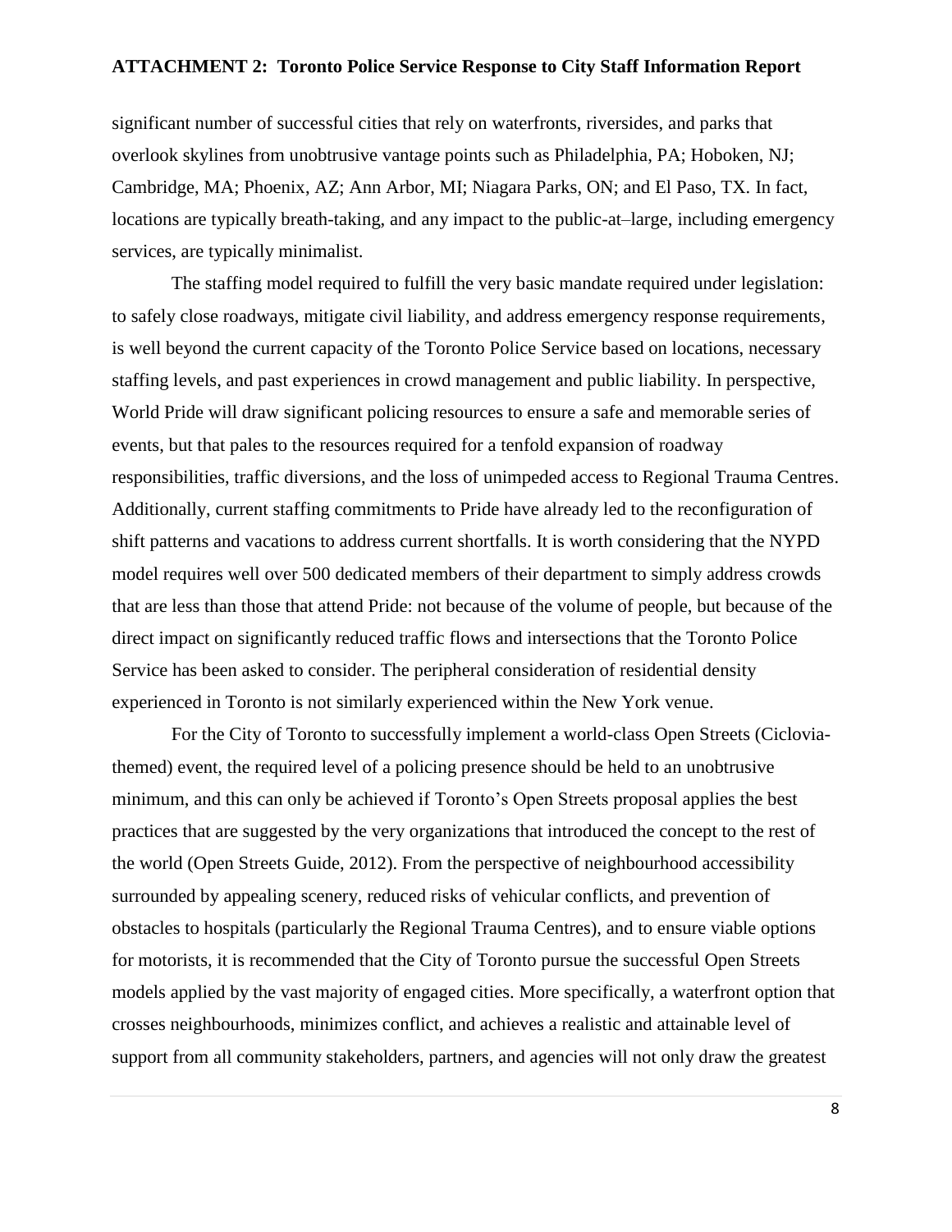significant number of successful cities that rely on waterfronts, riversides, and parks that overlook skylines from unobtrusive vantage points such as Philadelphia, PA; Hoboken, NJ; Cambridge, MA; Phoenix, AZ; Ann Arbor, MI; Niagara Parks, ON; and El Paso, TX. In fact, locations are typically breath-taking, and any impact to the public-at–large, including emergency services, are typically minimalist.

The staffing model required to fulfill the very basic mandate required under legislation: to safely close roadways, mitigate civil liability, and address emergency response requirements, is well beyond the current capacity of the Toronto Police Service based on locations, necessary staffing levels, and past experiences in crowd management and public liability. In perspective, World Pride will draw significant policing resources to ensure a safe and memorable series of events, but that pales to the resources required for a tenfold expansion of roadway responsibilities, traffic diversions, and the loss of unimpeded access to Regional Trauma Centres. Additionally, current staffing commitments to Pride have already led to the reconfiguration of shift patterns and vacations to address current shortfalls. It is worth considering that the NYPD model requires well over 500 dedicated members of their department to simply address crowds that are less than those that attend Pride: not because of the volume of people, but because of the direct impact on significantly reduced traffic flows and intersections that the Toronto Police Service has been asked to consider. The peripheral consideration of residential density experienced in Toronto is not similarly experienced within the New York venue.

For the City of Toronto to successfully implement a world-class Open Streets (Ciclovia-themed) event, the required level of a policing presence should be held to an unobtrusive minimum, and this can only be achieved if Toronto's Open Streets proposal applies the best practices that are suggested by the very organizations that introduced the concept to the rest of the world (Open Streets Guide, 2012). From the perspective of neighbourhood accessibility surrounded by appealing scenery, reduced risks of vehicular conflicts, and prevention of obstacles to hospitals (particularly the Regional Trauma Centres), and to ensure viable options for motorists, it is recommended that the City of Toronto pursue the successful Open Streets models applied by the vast majority of engaged cities. More specifically, a waterfront option that crosses neighbourhoods, minimizes conflict, and achieves a realistic and attainable level of support from all community stakeholders, partners, and agencies will not only draw the greatest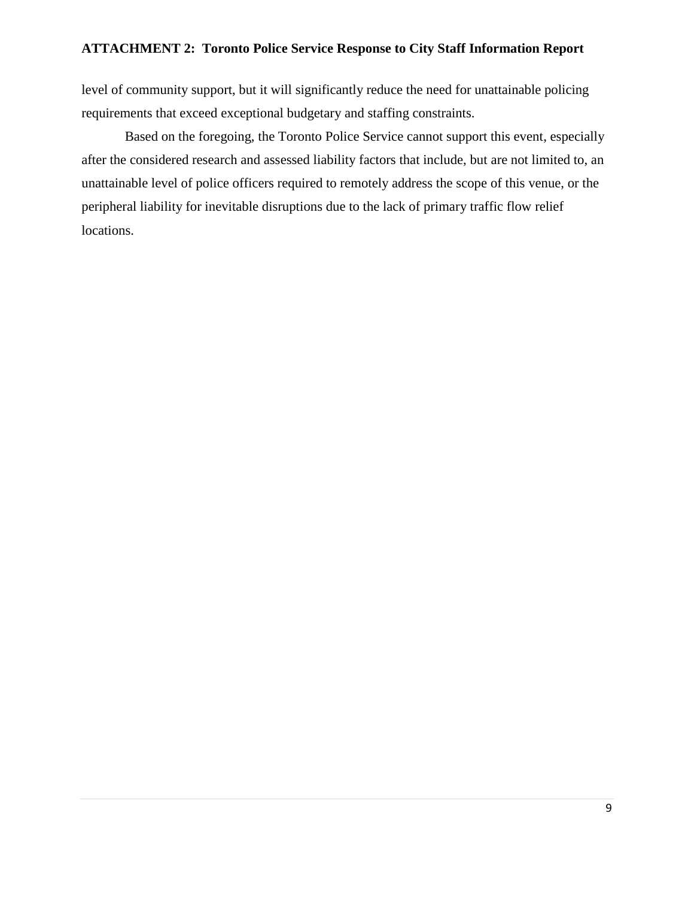level of community support, but it will significantly reduce the need for unattainable policing requirements that exceed exceptional budgetary and staffing constraints.

Based on the foregoing, the Toronto Police Service cannot support this event, especially after the considered research and assessed liability factors that include, but are not limited to, an unattainable level of police officers required to remotely address the scope of this venue, or the peripheral liability for inevitable disruptions due to the lack of primary traffic flow relief locations.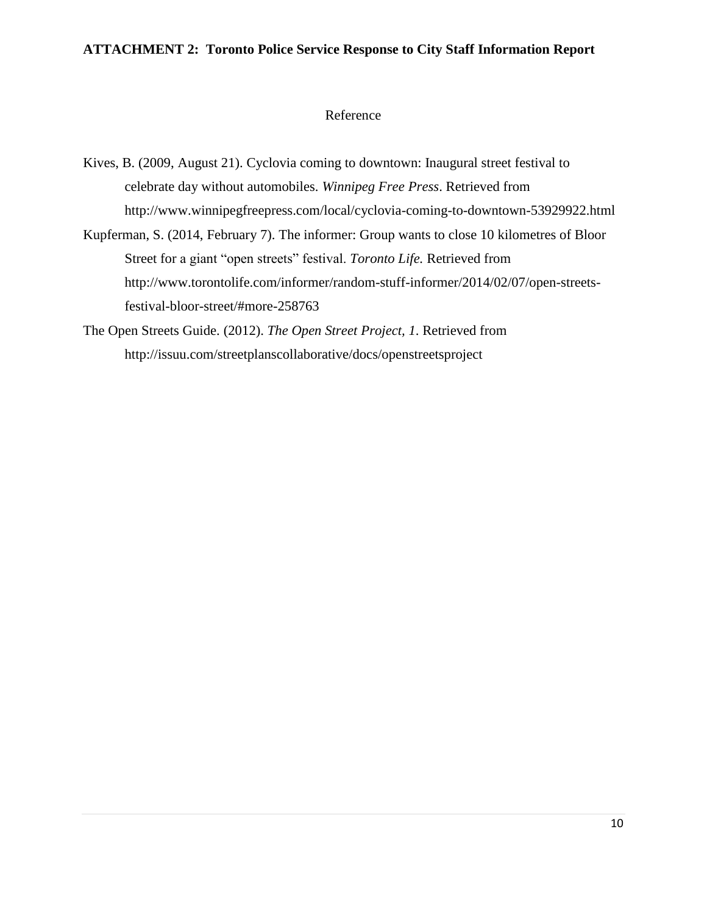**ATTACHMENT 2: Toronto Police Service Response to City Staff Information Report**

Reference

Kives, B. (2009, August 21). Cyclovia coming to downtown: Inaugural street festival to celebrate day without automobiles. *Winnipeg Free Press*. Retrieved from http://www.winnipegfreepress.com/local/cyclovia-coming-to-downtown-53929922.html

Kupferman, S. (2014, February 7). The informer: Group wants to close 10 kilometres of Bloor Street for a giant "open streets" festival. *Toronto Life.* Retrieved from http://www.torontolife.com/informer/random-stuff-informer/2014/02/07/open-streets-festival-bloor-street/#more-258763

The Open Streets Guide. (2012). *The Open Street Project, 1*. Retrieved from http://issuu.com/streetplanscollaborative/docs/openstreetsproject